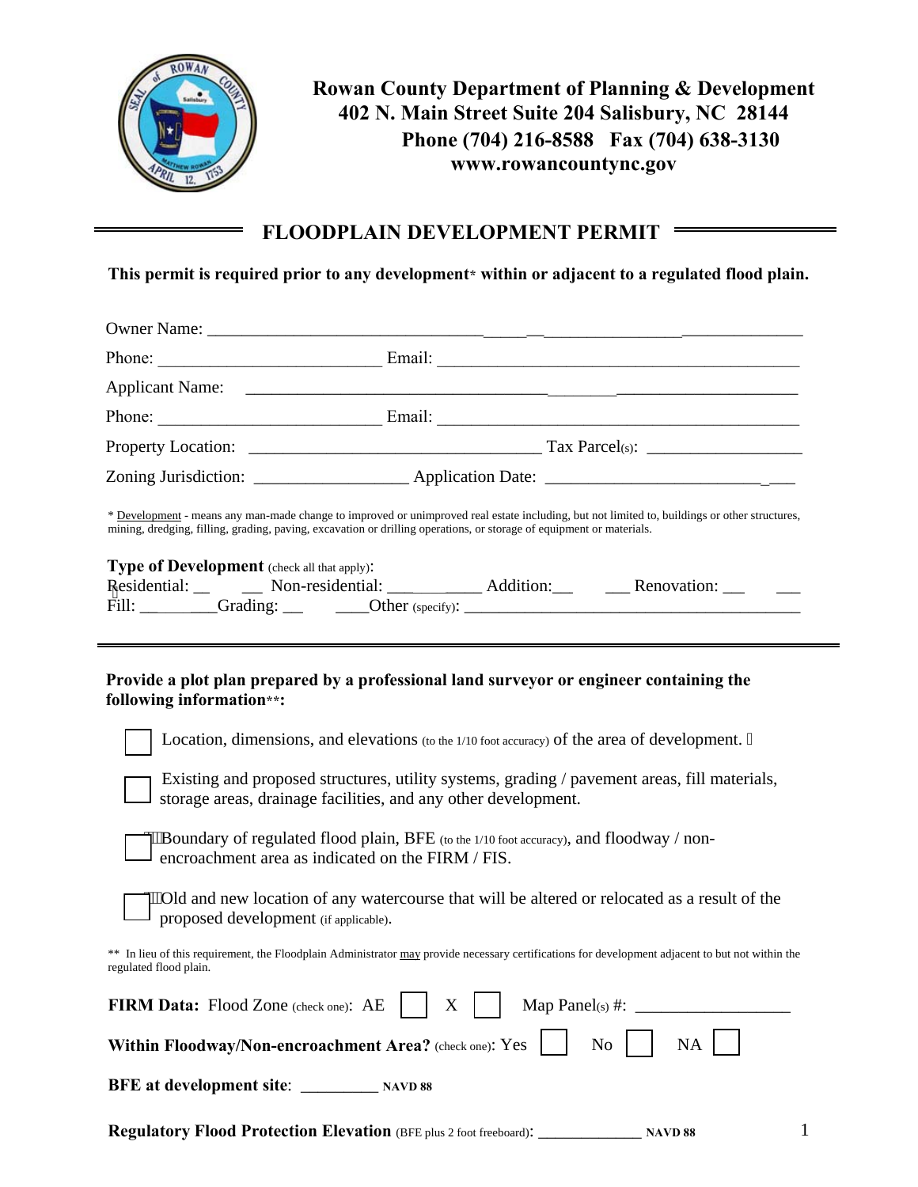**Rowan County Department of Planning & Development**
**402 N. Main Street Suite 204 Salisbury, NC 28144**
**Phone (704) 216-8588 Fax (704) 638-3130**
**www.rowancountync.gov**

# FLOODPLAIN DEVELOPMENT PERMIT

**This permit is required prior to any development* within or adjacent to a regulated flood plain.**

Owner Name: ______________________________________________________________

Phone: _________________________ Email: ________________________________________

Applicant Name: _________________________________________________________

Phone: _________________________ Email: ________________________________________

Property Location: ________________________________ Tax Parcel(s): ________________

Zoning Jurisdiction: _________________ Application Date: __________________________

\* Development - means any man-made change to improved or unimproved real estate including, but not limited to, buildings or other structures, mining, dredging, filling, grading, paving, excavation or drilling operations, or storage of equipment or materials.

**Type of Development** (check all that apply):
Residential: ___ Non-residential: ___ Addition: ___ Renovation: ___
Fill: ___ Grading: ___ Other (specify): ______________________________________

---

**Provide a plot plan prepared by a professional land surveyor or engineer containing the following information\*\*:**

- ☐ Location, dimensions, and elevations (to the 1/10 foot accuracy) of the area of development.
- ☐ Existing and proposed structures, utility systems, grading / pavement areas, fill materials, storage areas, drainage facilities, and any other development.
- ☐ Boundary of regulated flood plain, BFE (to the 1/10 foot accuracy), and floodway / non-encroachment area as indicated on the FIRM / FIS.
- ☐ Old and new location of any watercourse that will be altered or relocated as a result of the proposed development (if applicable).

\*\* In lieu of this requirement, the Floodplain Administrator may provide necessary certifications for development adjacent to but not within the regulated flood plain.

**FIRM Data:** Flood Zone (check one): AE ☐ X ☐ Map Panel(s) #: _________________

**Within Floodway/Non-encroachment Area?** (check one): Yes ☐ No ☐ NA ☐

**BFE at development site**: __________ **NAVD 88**

**Regulatory Flood Protection Elevation** (BFE plus 2 foot freeboard): _____________ **NAVD 88**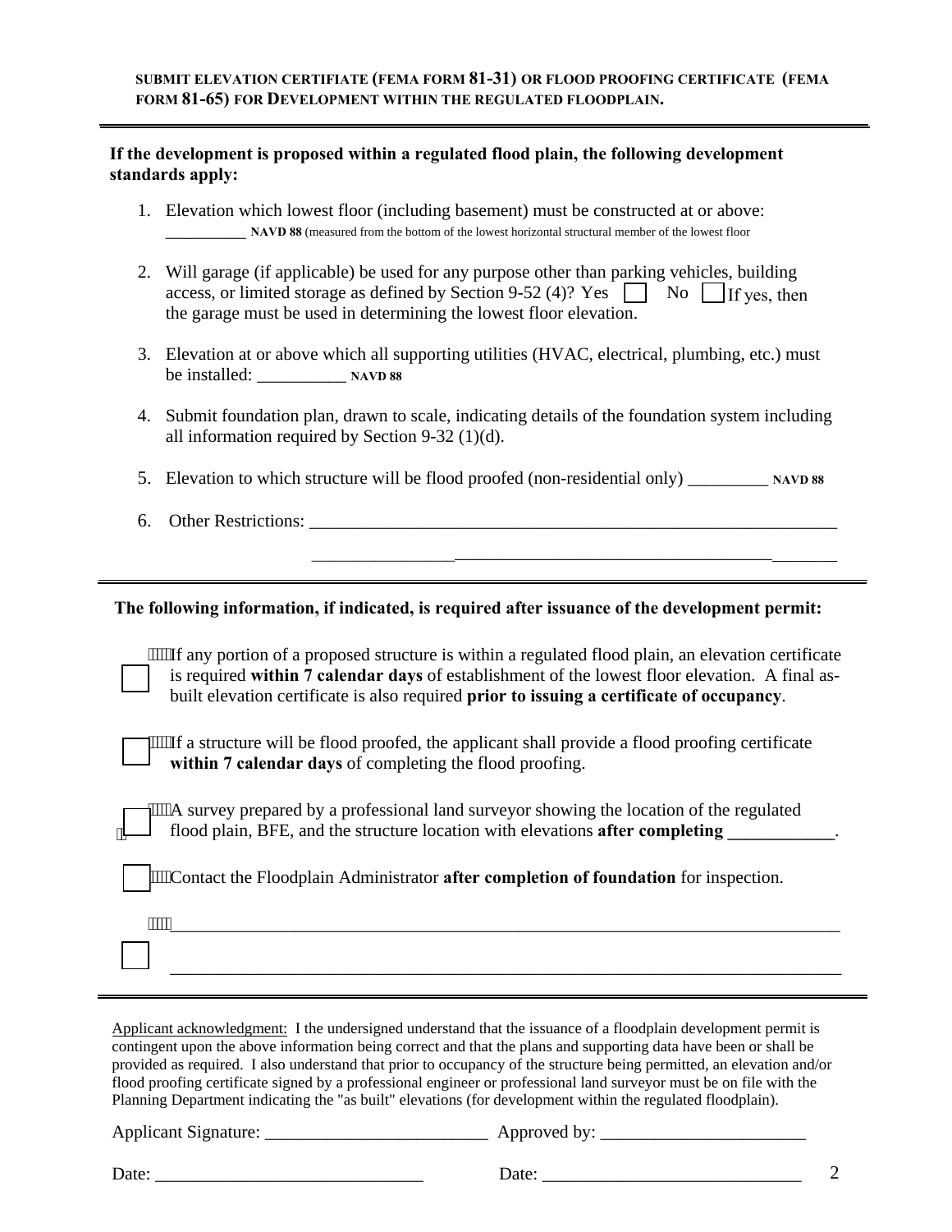**SUBMIT ELEVATION CERTIFIATE (FEMA FORM 81-31) OR FLOOD PROOFING CERTIFICATE (FEMA FORM 81-65) FOR DEVELOPMENT WITHIN THE REGULATED FLOODPLAIN.**

---

**If the development is proposed within a regulated flood plain, the following development standards apply:**

1. Elevation which lowest floor (including basement) must be constructed at or above: __________ **NAVD 88** (measured from the bottom of the lowest horizontal structural member of the lowest floor

2. Will garage (if applicable) be used for any purpose other than parking vehicles, building access, or limited storage as defined by Section 9-52 (4)? Yes ☐ No ☐ If yes, then the garage must be used in determining the lowest floor elevation.

3. Elevation at or above which all supporting utilities (HVAC, electrical, plumbing, etc.) must be installed: __________ **NAVD 88**

4. Submit foundation plan, drawn to scale, indicating details of the foundation system including all information required by Section 9-32 (1)(d).

5. Elevation to which structure will be flood proofed (non-residential only) _________ **NAVD 88**

6. Other Restrictions: ______________________________________________________________
______________________________________________________

---

**The following information, if indicated, is required after issuance of the development permit:**

☐ If any portion of a proposed structure is within a regulated flood plain, an elevation certificate is required **within 7 calendar days** of establishment of the lowest floor elevation. A final as-built elevation certificate is also required **prior to issuing a certificate of occupancy**.

☐ If a structure will be flood proofed, the applicant shall provide a flood proofing certificate **within 7 calendar days** of completing the flood proofing.

☐ A survey prepared by a professional land surveyor showing the location of the regulated flood plain, BFE, and the structure location with elevations **after completing ___________**.

☐ Contact the Floodplain Administrator **after completion of foundation** for inspection.

☐ ______________________________________________________________________________
______________________________________________________________________________

---

Applicant acknowledgment: I the undersigned understand that the issuance of a floodplain development permit is contingent upon the above information being correct and that the plans and supporting data have been or shall be provided as required. I also understand that prior to occupancy of the structure being permitted, an elevation and/or flood proofing certificate signed by a professional engineer or professional land surveyor must be on file with the Planning Department indicating the "as built" elevations (for development within the regulated floodplain).

Applicant Signature: ________________________ Approved by: _______________________

Date: _____________________________ Date: _____________________________